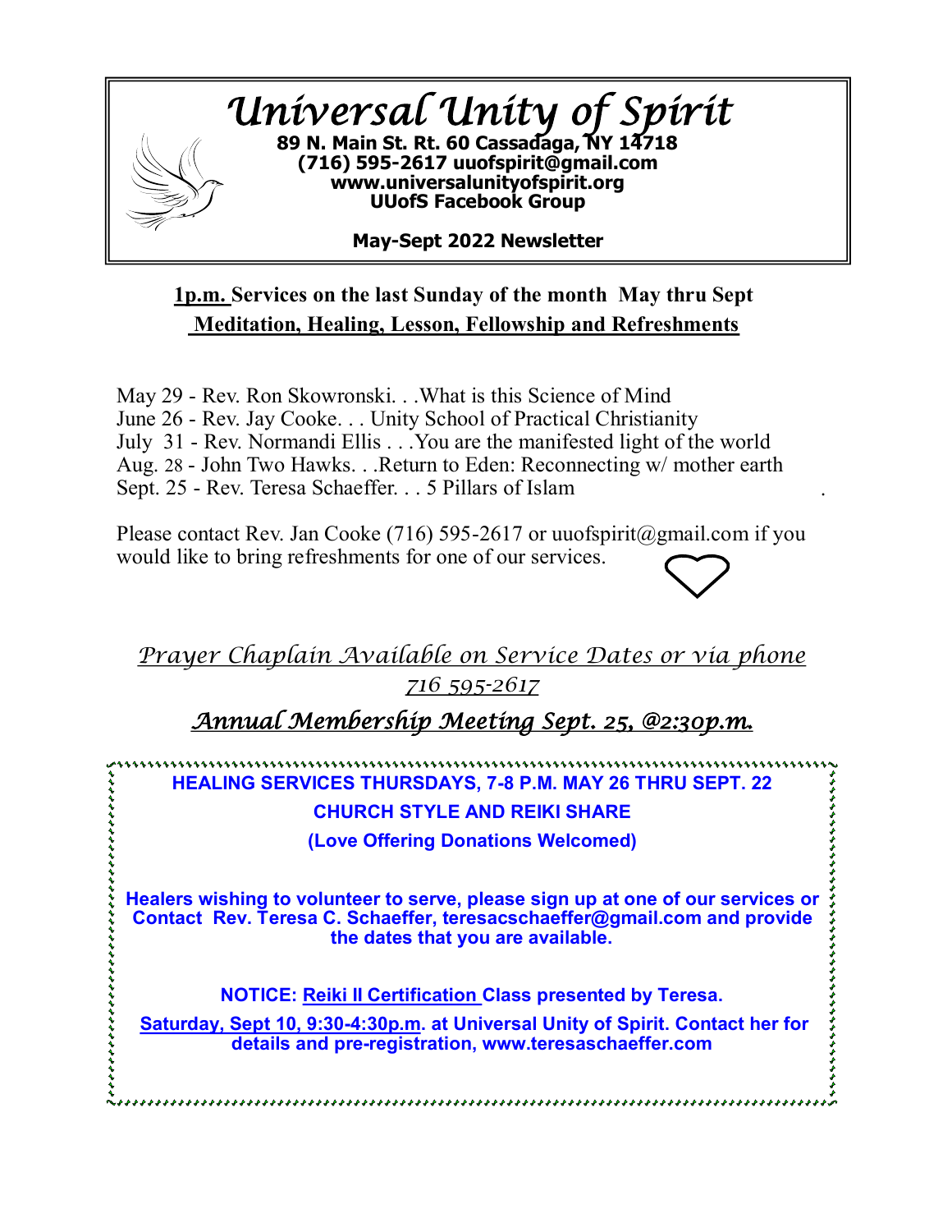# Universal Unity of Spirit

**89 N. Main St. Rt. 60 Cassadaga, NY 14718**
**(716) 595-2617 uuofspirit@gmail.com**
**www.universalunityofspirit.org**
**UUofS Facebook Group**

**May-Sept 2022 Newsletter**

## 1p.m. Services on the last Sunday of the month May thru Sept
## Meditation, Healing, Lesson, Fellowship and Refreshments

May 29 - Rev. Ron Skowronski. . .What is this Science of Mind
June 26 - Rev. Jay Cooke. . . Unity School of Practical Christianity
July 31 - Rev. Normandi Ellis . . .You are the manifested light of the world
Aug. 28 - John Two Hawks. . .Return to Eden: Reconnecting w/ mother earth
Sept. 25 - Rev. Teresa Schaeffer. . . 5 Pillars of Islam

Please contact Rev. Jan Cooke (716) 595-2617 or uuofspirit@gmail.com if you would like to bring refreshments for one of our services.

*Prayer Chaplain Available on Service Dates or via phone 716 595-2617*

***Annual Membership Meeting Sept. 25, @2:30p.m.***

**HEALING SERVICES THURSDAYS, 7-8 P.M. MAY 26 THRU SEPT. 22**
**CHURCH STYLE AND REIKI SHARE**
**(Love Offering Donations Welcomed)**

**Healers wishing to volunteer to serve, please sign up at one of our services or Contact Rev. Teresa C. Schaeffer, teresacschaeffer@gmail.com and provide the dates that you are available.**

**NOTICE: Reiki II Certification Class presented by Teresa.**
**Saturday, Sept 10, 9:30-4:30p.m. at Universal Unity of Spirit. Contact her for details and pre-registration, www.teresaschaeffer.com**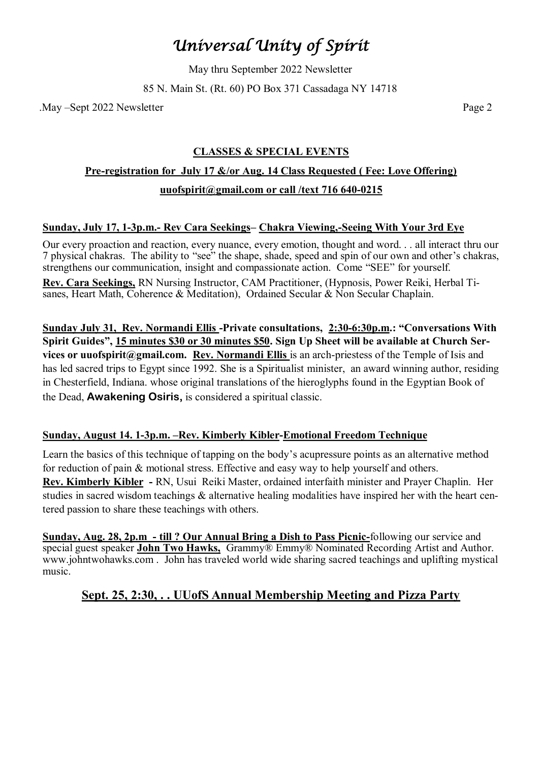# *Universal Unity of Spirit*

May thru September 2022 Newsletter

85 N. Main St. (Rt. 60) PO Box 371 Cassadaga NY 14718

## CLASSES & SPECIAL EVENTS

**Pre-registration for July 17 &/or Aug. 14 Class Requested ( Fee: Love Offering)**

**uuofspirit@gmail.com or call /text 716 640-0215**

**Sunday, July 17, 1-3p.m.- Rev Cara Seekings– Chakra Viewing,-Seeing With Your 3rd Eye**

Our every proaction and reaction, every nuance, every emotion, thought and word. . . all interact thru our 7 physical chakras. The ability to "see" the shape, shade, speed and spin of our own and other's chakras, strengthens our communication, insight and compassionate action. Come "SEE" for yourself.

**Rev. Cara Seekings,** RN Nursing Instructor, CAM Practitioner, (Hypnosis, Power Reiki, Herbal Tisanes, Heart Math, Coherence & Meditation), Ordained Secular & Non Secular Chaplain.

**Sunday July 31, Rev. Normandi Ellis -Private consultations, 2:30-6:30p.m.: "Conversations With Spirit Guides", 15 minutes $30 or 30 minutes $50. Sign Up Sheet will be available at Church Services or uuofspirit@gmail.com. Rev. Normandi Ellis** is an arch-priestess of the Temple of Isis and has led sacred trips to Egypt since 1992. She is a Spiritualist minister, an award winning author, residing in Chesterfield, Indiana. whose original translations of the hieroglyphs found in the Egyptian Book of the Dead, **Awakening Osiris,** is considered a spiritual classic.

**Sunday, August 14. 1-3p.m. –Rev. Kimberly Kibler-Emotional Freedom Technique**

Learn the basics of this technique of tapping on the body's acupressure points as an alternative method for reduction of pain & motional stress. Effective and easy way to help yourself and others.

**Rev. Kimberly Kibler -** RN, Usui Reiki Master, ordained interfaith minister and Prayer Chaplin. Her studies in sacred wisdom teachings & alternative healing modalities have inspired her with the heart centered passion to share these teachings with others.

**Sunday, Aug. 28, 2p.m - till ? Our Annual Bring a Dish to Pass Picnic-**following our service and special guest speaker **John Two Hawks,** Grammy® Emmy® Nominated Recording Artist and Author. www.johntwohawks.com . John has traveled world wide sharing sacred teachings and uplifting mystical music.

**Sept. 25, 2:30, . . UUofS Annual Membership Meeting and Pizza Party**